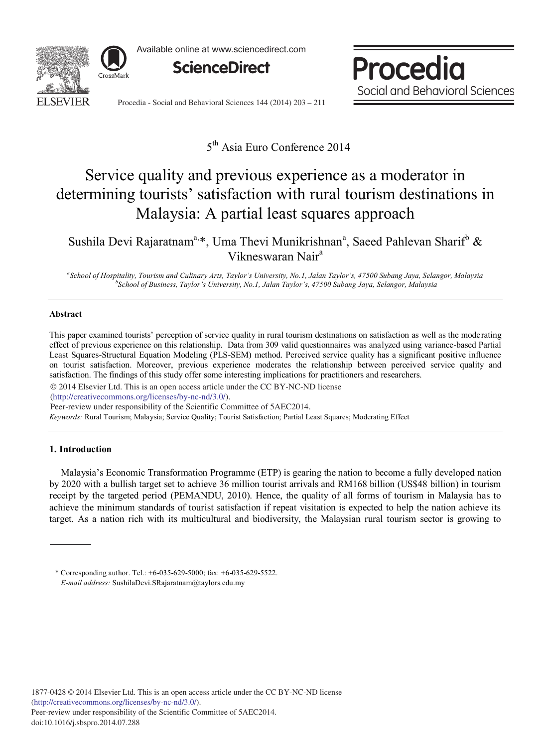5[th] Asia Euro Conference 2014

# Service quality and previous experience as a moderator in determining tourists' satisfaction with rural tourism destinations in Malaysia: A partial least squares approach

Sushila Devi Rajaratnam[a,]*, Uma Thevi Munikrishnan[a], Saeed Pahlevan Sharif[b] & Vikneswaran Nair[a]

[a]*School of Hospitality, Tourism and Culinary Arts, Taylor's University, No.1, Jalan Taylor's, 47500 Subang Jaya, Selangor, Malaysia*
[b]*School of Business, Taylor's University, No.1, Jalan Taylor's, 47500 Subang Jaya, Selangor, Malaysia*

## Abstract

This paper examined tourists' perception of service quality in rural tourism destinations on satisfaction as well as the moderating effect of previous experience on this relationship. Data from 309 valid questionnaires was analyzed using variance-based Partial Least Squares-Structural Equation Modeling (PLS-SEM) method. Perceived service quality has a significant positive influence on tourist satisfaction. Moreover, previous experience moderates the relationship between perceived service quality and satisfaction. The findings of this study offer some interesting implications for practitioners and researchers.

© 2014 Elsevier Ltd. This is an open access article under the CC BY-NC-ND license (http://creativecommons.org/licenses/by-nc-nd/3.0/).
Peer-review under responsibility of the Scientific Committee of 5AEC2014.

*Keywords:* Rural Tourism; Malaysia; Service Quality; Tourist Satisfaction; Partial Least Squares; Moderating Effect

## 1. Introduction

Malaysia's Economic Transformation Programme (ETP) is gearing the nation to become a fully developed nation by 2020 with a bullish target set to achieve 36 million tourist arrivals and RM168 billion (US$48 billion) in tourism receipt by the targeted period (PEMANDU, 2010). Hence, the quality of all forms of tourism in Malaysia has to achieve the minimum standards of tourist satisfaction if repeat visitation is expected to help the nation achieve its target. As a nation rich with its multicultural and biodiversity, the Malaysian rural tourism sector is growing to

\* Corresponding author. Tel.: +6-035-629-5000; fax: +6-035-629-5522.
*E-mail address:* SushilaDevi.SRajaratnam@taylors.edu.my

1877-0428 © 2014 Elsevier Ltd. This is an open access article under the CC BY-NC-ND license (http://creativecommons.org/licenses/by-nc-nd/3.0/).
Peer-review under responsibility of the Scientific Committee of 5AEC2014.
doi:10.1016/j.sbspro.2014.07.288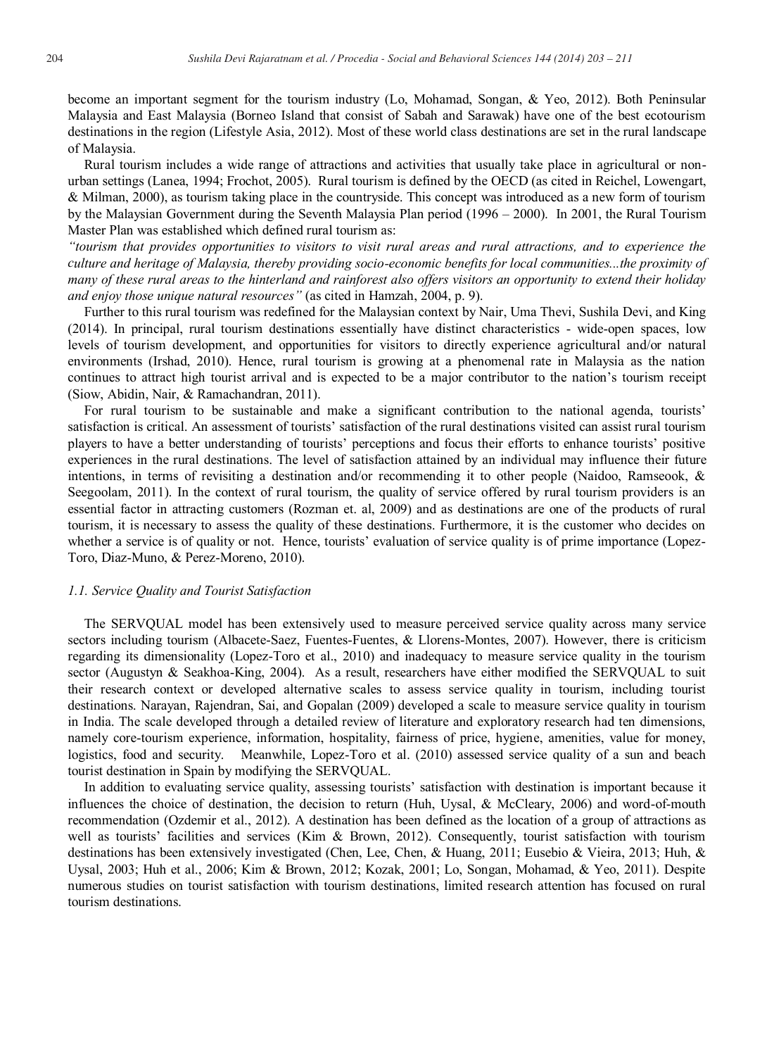become an important segment for the tourism industry (Lo, Mohamad, Songan, & Yeo, 2012). Both Peninsular Malaysia and East Malaysia (Borneo Island that consist of Sabah and Sarawak) have one of the best ecotourism destinations in the region (Lifestyle Asia, 2012). Most of these world class destinations are set in the rural landscape of Malaysia.

Rural tourism includes a wide range of attractions and activities that usually take place in agricultural or non-urban settings (Lanea, 1994; Frochot, 2005). Rural tourism is defined by the OECD (as cited in Reichel, Lowengart, & Milman, 2000), as tourism taking place in the countryside. This concept was introduced as a new form of tourism by the Malaysian Government during the Seventh Malaysia Plan period (1996 – 2000). In 2001, the Rural Tourism Master Plan was established which defined rural tourism as:

*"tourism that provides opportunities to visitors to visit rural areas and rural attractions, and to experience the culture and heritage of Malaysia, thereby providing socio-economic benefits for local communities...the proximity of many of these rural areas to the hinterland and rainforest also offers visitors an opportunity to extend their holiday and enjoy those unique natural resources"* (as cited in Hamzah, 2004, p. 9).

Further to this rural tourism was redefined for the Malaysian context by Nair, Uma Thevi, Sushila Devi, and King (2014). In principal, rural tourism destinations essentially have distinct characteristics - wide-open spaces, low levels of tourism development, and opportunities for visitors to directly experience agricultural and/or natural environments (Irshad, 2010). Hence, rural tourism is growing at a phenomenal rate in Malaysia as the nation continues to attract high tourist arrival and is expected to be a major contributor to the nation's tourism receipt (Siow, Abidin, Nair, & Ramachandran, 2011).

For rural tourism to be sustainable and make a significant contribution to the national agenda, tourists' satisfaction is critical. An assessment of tourists' satisfaction of the rural destinations visited can assist rural tourism players to have a better understanding of tourists' perceptions and focus their efforts to enhance tourists' positive experiences in the rural destinations. The level of satisfaction attained by an individual may influence their future intentions, in terms of revisiting a destination and/or recommending it to other people (Naidoo, Ramseook, & Seegoolam, 2011). In the context of rural tourism, the quality of service offered by rural tourism providers is an essential factor in attracting customers (Rozman et. al, 2009) and as destinations are one of the products of rural tourism, it is necessary to assess the quality of these destinations. Furthermore, it is the customer who decides on whether a service is of quality or not. Hence, tourists' evaluation of service quality is of prime importance (Lopez-Toro, Diaz-Muno, & Perez-Moreno, 2010).

### *1.1. Service Quality and Tourist Satisfaction*

The SERVQUAL model has been extensively used to measure perceived service quality across many service sectors including tourism (Albacete-Saez, Fuentes-Fuentes, & Llorens-Montes, 2007). However, there is criticism regarding its dimensionality (Lopez-Toro et al., 2010) and inadequacy to measure service quality in the tourism sector (Augustyn & Seakhoa-King, 2004). As a result, researchers have either modified the SERVQUAL to suit their research context or developed alternative scales to assess service quality in tourism, including tourist destinations. Narayan, Rajendran, Sai, and Gopalan (2009) developed a scale to measure service quality in tourism in India. The scale developed through a detailed review of literature and exploratory research had ten dimensions, namely core-tourism experience, information, hospitality, fairness of price, hygiene, amenities, value for money, logistics, food and security. Meanwhile, Lopez-Toro et al. (2010) assessed service quality of a sun and beach tourist destination in Spain by modifying the SERVQUAL.

In addition to evaluating service quality, assessing tourists' satisfaction with destination is important because it influences the choice of destination, the decision to return (Huh, Uysal, & McCleary, 2006) and word-of-mouth recommendation (Ozdemir et al., 2012). A destination has been defined as the location of a group of attractions as well as tourists' facilities and services (Kim & Brown, 2012). Consequently, tourist satisfaction with tourism destinations has been extensively investigated (Chen, Lee, Chen, & Huang, 2011; Eusebio & Vieira, 2013; Huh, & Uysal, 2003; Huh et al., 2006; Kim & Brown, 2012; Kozak, 2001; Lo, Songan, Mohamad, & Yeo, 2011). Despite numerous studies on tourist satisfaction with tourism destinations, limited research attention has focused on rural tourism destinations.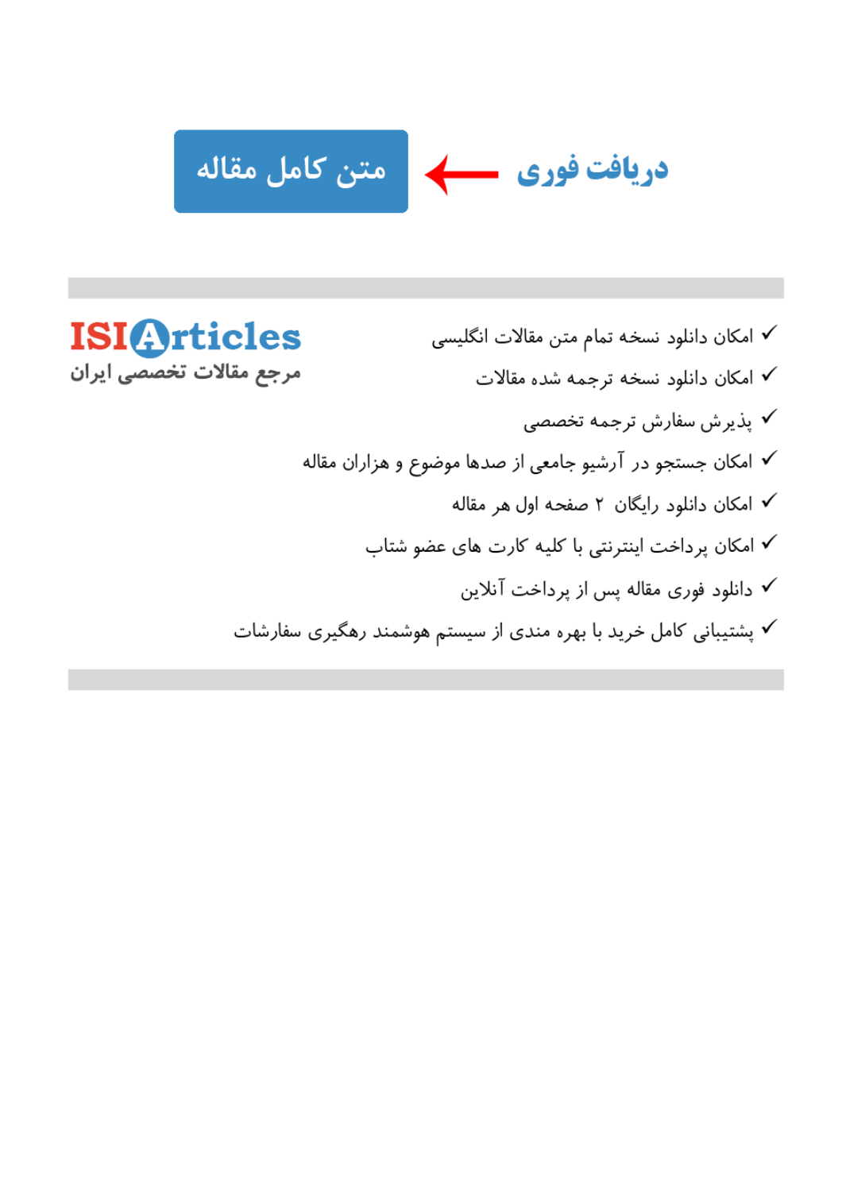دریافت فوری ← **متن کامل مقاله**

**ISIArticles**
مرجع مقالات تخصصی ایران

- ✓ امکان دانلود نسخه تمام متن مقالات انگلیسی
- ✓ امکان دانلود نسخه ترجمه شده مقالات
- ✓ پذیرش سفارش ترجمه تخصصی
- ✓ امکان جستجو در آرشیو جامعی از صدها موضوع و هزاران مقاله
- ✓ امکان دانلود رایگان ۲ صفحه اول هر مقاله
- ✓ امکان پرداخت اینترنتی با کلیه کارت های عضو شتاب
- ✓ دانلود فوری مقاله پس از پرداخت آنلاین
- ✓ پشتیبانی کامل خرید با بهره مندی از سیستم هوشمند رهگیری سفارشات